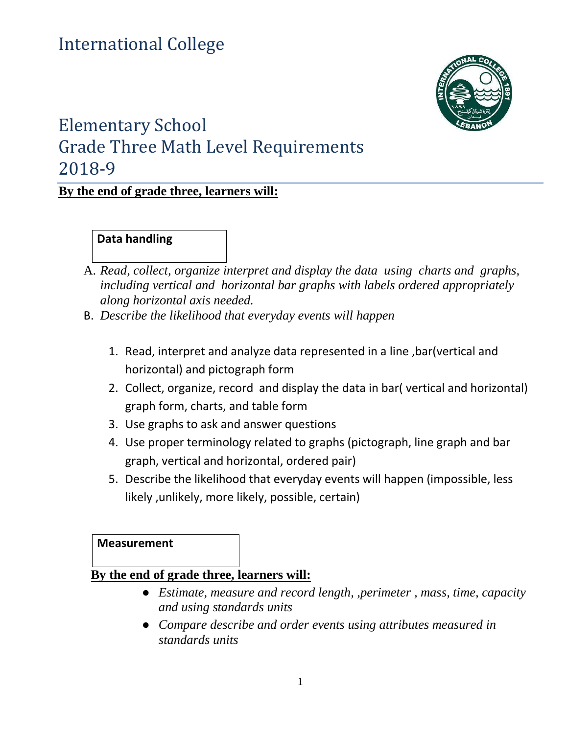# International College

# Elementary School
## Grade Three Math Level Requirements
## 2018-9

**By the end of grade three, learners will:**

### Data handling

A. *Read, collect, organize interpret and display the data using charts and graphs, including vertical and horizontal bar graphs with labels ordered appropriately along horizontal axis needed.*

B. *Describe the likelihood that everyday events will happen*

1. Read, interpret and analyze data represented in a line ,bar(vertical and horizontal) and pictograph form
2. Collect, organize, record and display the data in bar( vertical and horizontal) graph form, charts, and table form
3. Use graphs to ask and answer questions
4. Use proper terminology related to graphs (pictograph, line graph and bar graph, vertical and horizontal, ordered pair)
5. Describe the likelihood that everyday events will happen (impossible, less likely ,unlikely, more likely, possible, certain)

### Measurement

**By the end of grade three, learners will:**

- *Estimate, measure and record length, ,perimeter , mass, time, capacity and using standards units*
- *Compare describe and order events using attributes measured in standards units*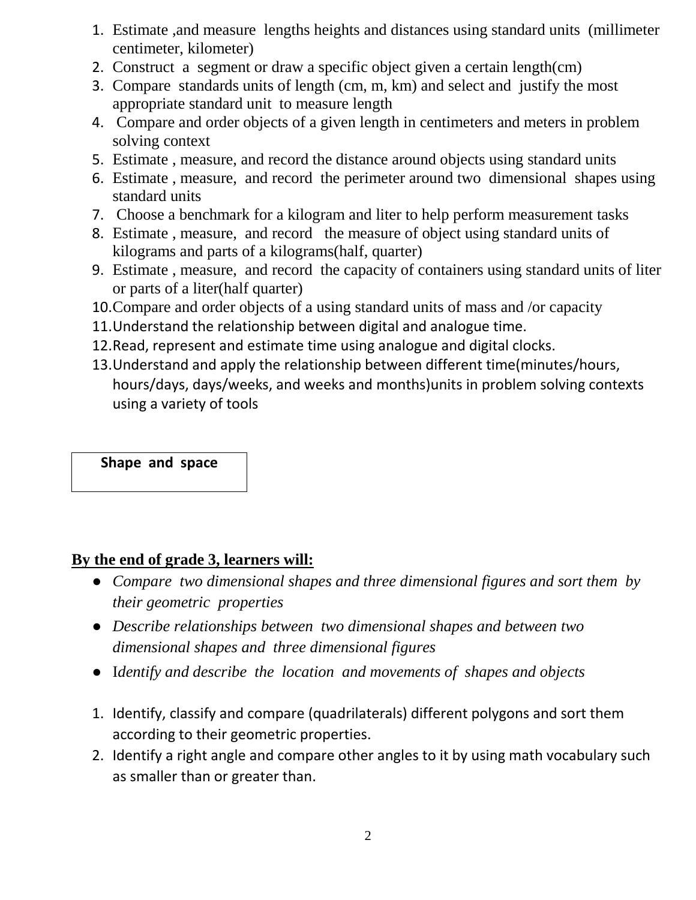1. Estimate ,and measure lengths heights and distances using standard units (millimeter centimeter, kilometer)
2. Construct a segment or draw a specific object given a certain length(cm)
3. Compare standards units of length (cm, m, km) and select and justify the most appropriate standard unit to measure length
4. Compare and order objects of a given length in centimeters and meters in problem solving context
5. Estimate , measure, and record the distance around objects using standard units
6. Estimate , measure, and record the perimeter around two dimensional shapes using standard units
7. Choose a benchmark for a kilogram and liter to help perform measurement tasks
8. Estimate , measure, and record the measure of object using standard units of kilograms and parts of a kilograms(half, quarter)
9. Estimate , measure, and record the capacity of containers using standard units of liter or parts of a liter(half quarter)
10. Compare and order objects of a using standard units of mass and /or capacity
11. Understand the relationship between digital and analogue time.
12. Read, represent and estimate time using analogue and digital clocks.
13. Understand and apply the relationship between different time(minutes/hours, hours/days, days/weeks, and weeks and months)units in problem solving contexts using a variety of tools

| **Shape and space** |
|---|

**By the end of grade 3, learners will:**

- *Compare two dimensional shapes and three dimensional figures and sort them by their geometric properties*
- *Describe relationships between two dimensional shapes and between two dimensional shapes and three dimensional figures*
- I*dentify and describe the location and movements of shapes and objects*

1. Identify, classify and compare (quadrilaterals) different polygons and sort them according to their geometric properties.
2. Identify a right angle and compare other angles to it by using math vocabulary such as smaller than or greater than.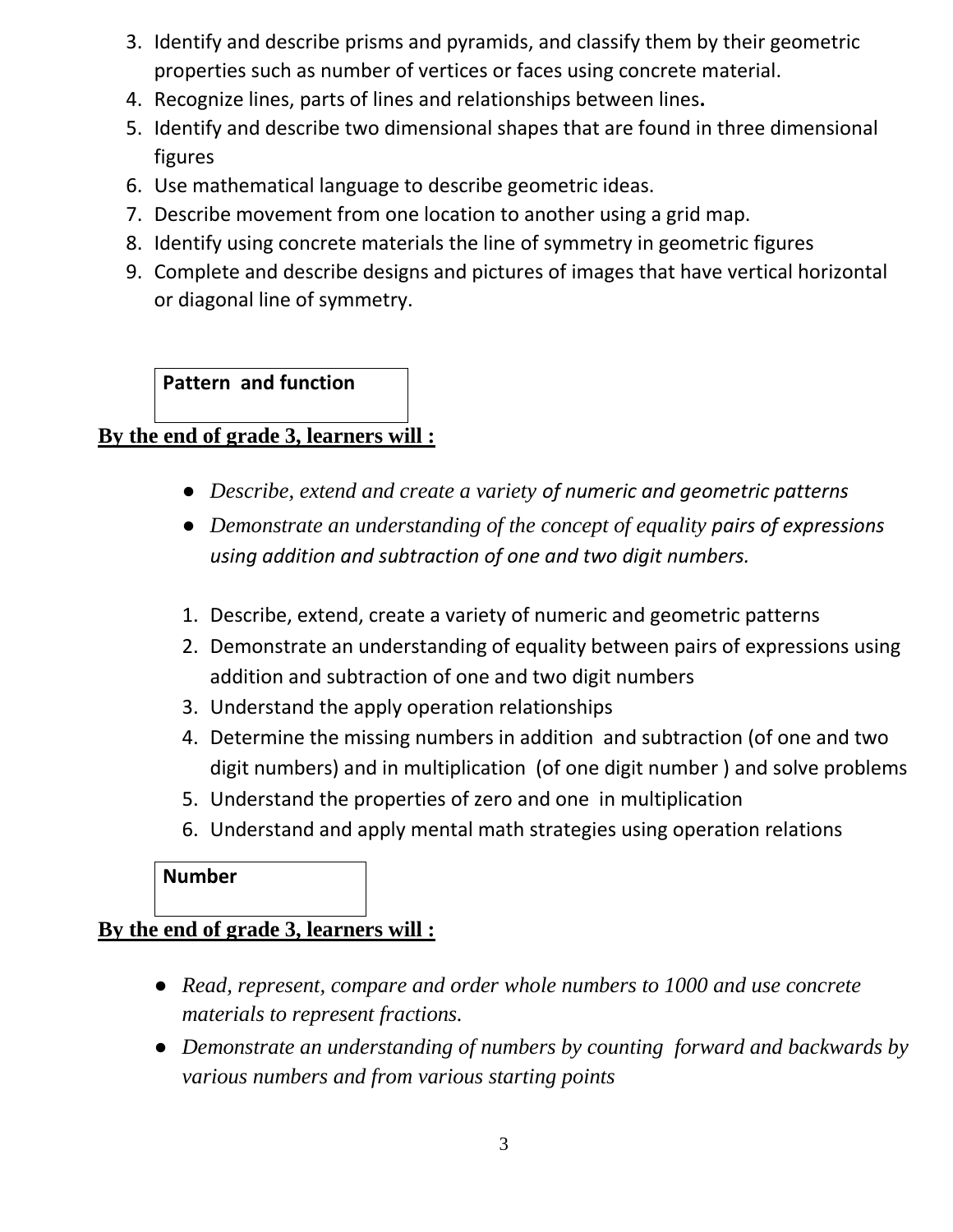3. Identify and describe prisms and pyramids, and classify them by their geometric properties such as number of vertices or faces using concrete material.
4. Recognize lines, parts of lines and relationships between lines**.**
5. Identify and describe two dimensional shapes that are found in three dimensional figures
6. Use mathematical language to describe geometric ideas.
7. Describe movement from one location to another using a grid map.
8. Identify using concrete materials the line of symmetry in geometric figures
9. Complete and describe designs and pictures of images that have vertical horizontal or diagonal line of symmetry.

**Pattern and function**

**By the end of grade 3, learners will :**

- *Describe, extend and create a variety of numeric and geometric patterns*
- *Demonstrate an understanding of the concept of equality pairs of expressions using addition and subtraction of one and two digit numbers.*

1. Describe, extend, create a variety of numeric and geometric patterns
2. Demonstrate an understanding of equality between pairs of expressions using addition and subtraction of one and two digit numbers
3. Understand the apply operation relationships
4. Determine the missing numbers in addition and subtraction (of one and two digit numbers) and in multiplication (of one digit number ) and solve problems
5. Understand the properties of zero and one in multiplication
6. Understand and apply mental math strategies using operation relations

**Number**

**By the end of grade 3, learners will :**

- *Read, represent, compare and order whole numbers to 1000 and use concrete materials to represent fractions.*
- *Demonstrate an understanding of numbers by counting forward and backwards by various numbers and from various starting points*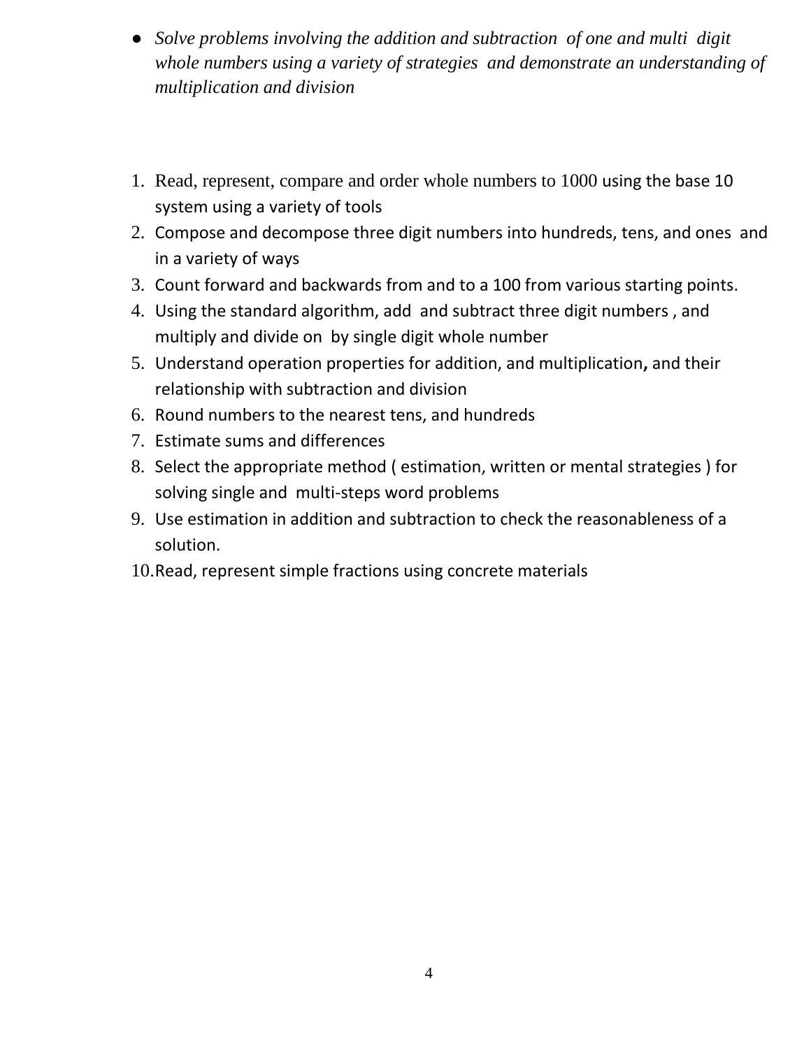- *Solve problems involving the addition and subtraction of one and multi digit whole numbers using a variety of strategies and demonstrate an understanding of multiplication and division*

1. Read, represent, compare and order whole numbers to 1000 using the base 10 system using a variety of tools
2. Compose and decompose three digit numbers into hundreds, tens, and ones and in a variety of ways
3. Count forward and backwards from and to a 100 from various starting points.
4. Using the standard algorithm, add and subtract three digit numbers , and multiply and divide on by single digit whole number
5. Understand operation properties for addition, and multiplication**,** and their relationship with subtraction and division
6. Round numbers to the nearest tens, and hundreds
7. Estimate sums and differences
8. Select the appropriate method ( estimation, written or mental strategies ) for solving single and multi-steps word problems
9. Use estimation in addition and subtraction to check the reasonableness of a solution.
10. Read, represent simple fractions using concrete materials